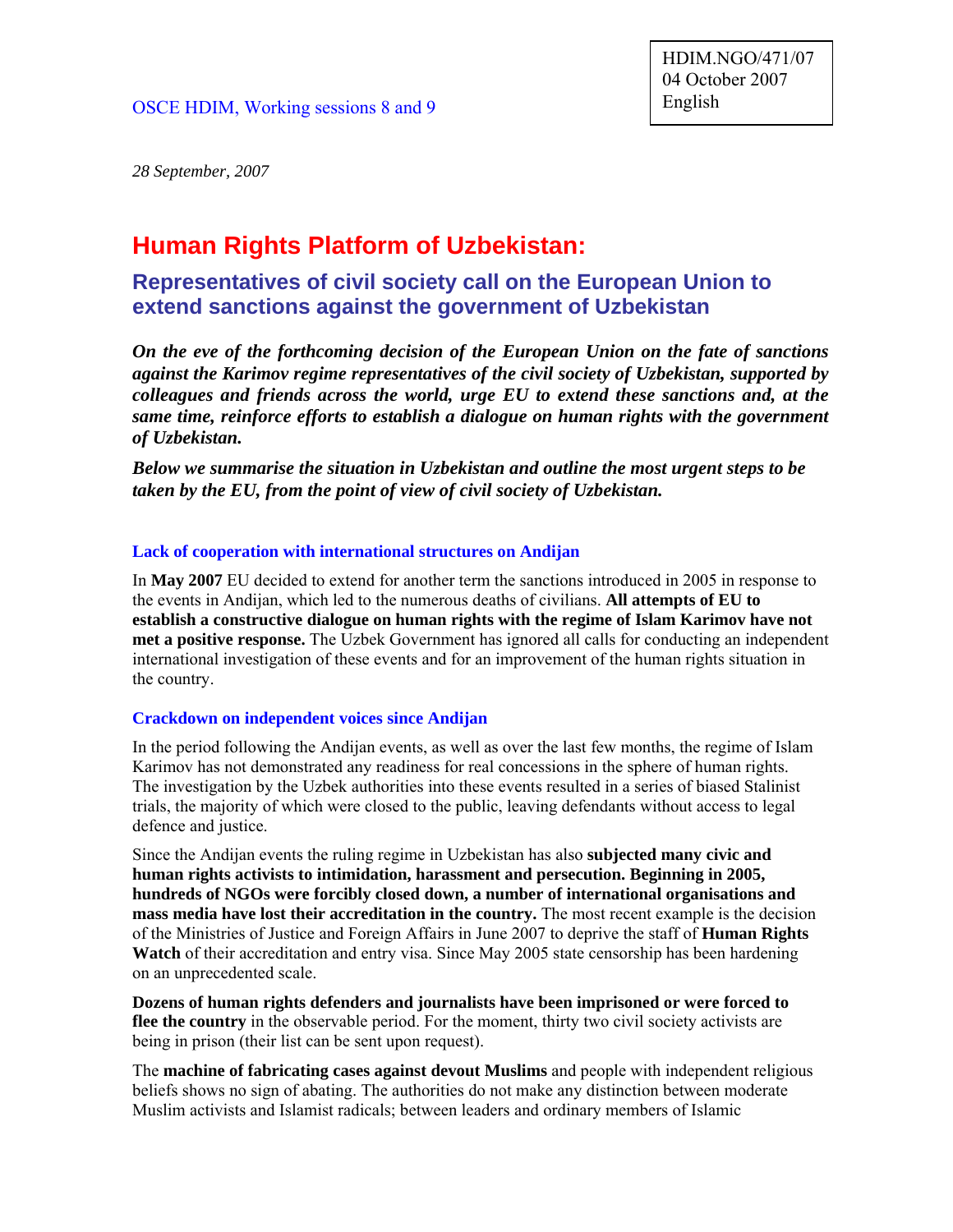HDIM.NGO/471/07
04 October 2007
English

OSCE HDIM, Working sessions 8 and 9

*28 September, 2007*

# Human Rights Platform of Uzbekistan:

## Representatives of civil society call on the European Union to extend sanctions against the government of Uzbekistan

***On the eve of the forthcoming decision of the European Union on the fate of sanctions against the Karimov regime representatives of the civil society of Uzbekistan, supported by colleagues and friends across the world, urge EU to extend these sanctions and, at the same time, reinforce efforts to establish a dialogue on human rights with the government of Uzbekistan.***

***Below we summarise the situation in Uzbekistan and outline the most urgent steps to be taken by the EU, from the point of view of civil society of Uzbekistan.***

### Lack of cooperation with international structures on Andijan

In **May 2007** EU decided to extend for another term the sanctions introduced in 2005 in response to the events in Andijan, which led to the numerous deaths of civilians. **All attempts of EU to establish a constructive dialogue on human rights with the regime of Islam Karimov have not met a positive response.** The Uzbek Government has ignored all calls for conducting an independent international investigation of these events and for an improvement of the human rights situation in the country.

### Crackdown on independent voices since Andijan

In the period following the Andijan events, as well as over the last few months, the regime of Islam Karimov has not demonstrated any readiness for real concessions in the sphere of human rights. The investigation by the Uzbek authorities into these events resulted in a series of biased Stalinist trials, the majority of which were closed to the public, leaving defendants without access to legal defence and justice.

Since the Andijan events the ruling regime in Uzbekistan has also **subjected many civic and human rights activists to intimidation, harassment and persecution. Beginning in 2005, hundreds of NGOs were forcibly closed down, a number of international organisations and mass media have lost their accreditation in the country.** The most recent example is the decision of the Ministries of Justice and Foreign Affairs in June 2007 to deprive the staff of **Human Rights Watch** of their accreditation and entry visa. Since May 2005 state censorship has been hardening on an unprecedented scale.

**Dozens of human rights defenders and journalists have been imprisoned or were forced to flee the country** in the observable period. For the moment, thirty two civil society activists are being in prison (their list can be sent upon request).

The **machine of fabricating cases against devout Muslims** and people with independent religious beliefs shows no sign of abating. The authorities do not make any distinction between moderate Muslim activists and Islamist radicals; between leaders and ordinary members of Islamic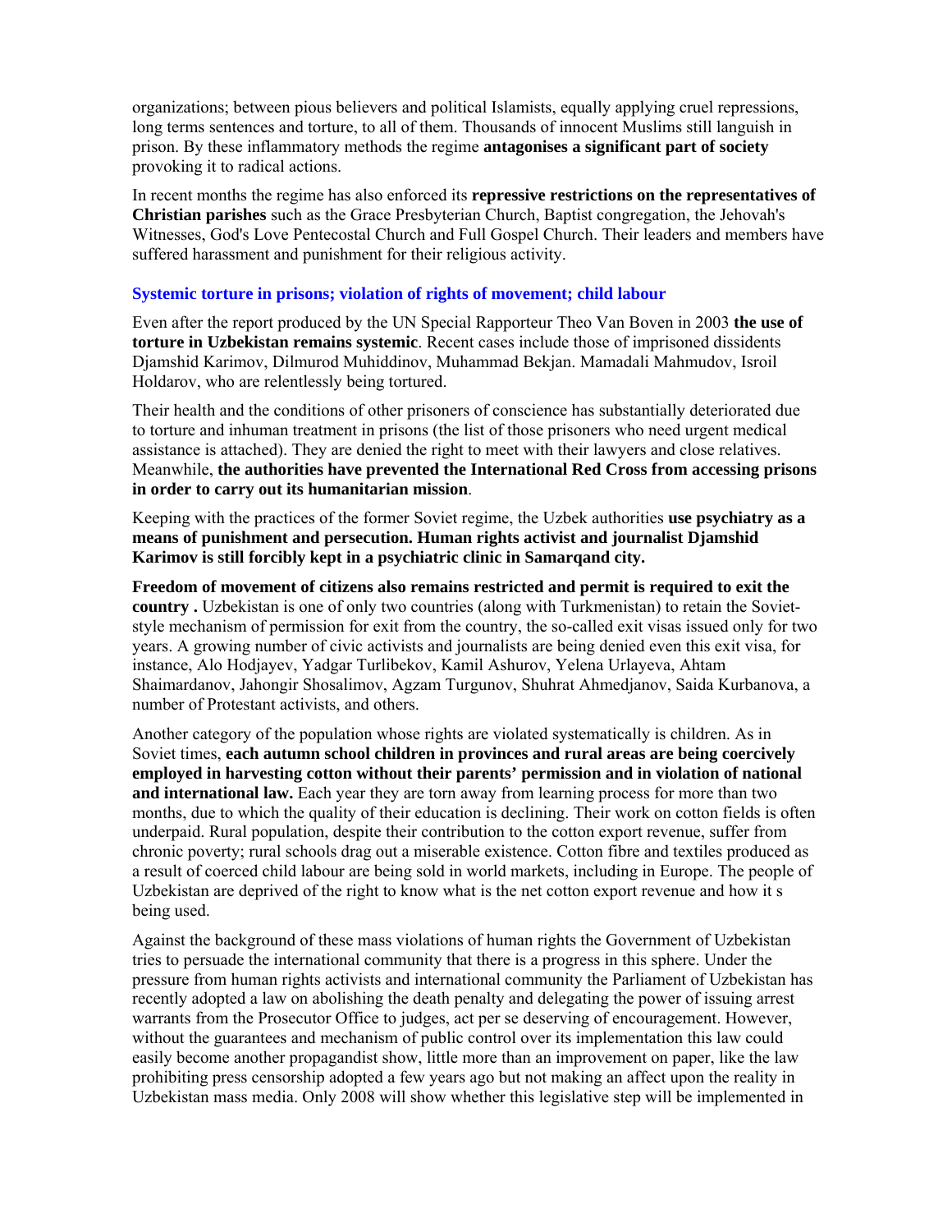organizations; between pious believers and political Islamists, equally applying cruel repressions, long terms sentences and torture, to all of them. Thousands of innocent Muslims still languish in prison. By these inflammatory methods the regime **antagonises a significant part of society** provoking it to radical actions.

In recent months the regime has also enforced its **repressive restrictions on the representatives of Christian parishes** such as the Grace Presbyterian Church, Baptist congregation, the Jehovah's Witnesses, God's Love Pentecostal Church and Full Gospel Church. Their leaders and members have suffered harassment and punishment for their religious activity.

### Systemic torture in prisons; violation of rights of movement; child labour

Even after the report produced by the UN Special Rapporteur Theo Van Boven in 2003 **the use of torture in Uzbekistan remains systemic**. Recent cases include those of imprisoned dissidents Djamshid Karimov, Dilmurod Muhiddinov, Muhammad Bekjan. Mamadali Mahmudov, Isroil Holdarov, who are relentlessly being tortured.

Their health and the conditions of other prisoners of conscience has substantially deteriorated due to torture and inhuman treatment in prisons (the list of those prisoners who need urgent medical assistance is attached). They are denied the right to meet with their lawyers and close relatives. Meanwhile, **the authorities have prevented the International Red Cross from accessing prisons in order to carry out its humanitarian mission**.

Keeping with the practices of the former Soviet regime, the Uzbek authorities **use psychiatry as a means of punishment and persecution. Human rights activist and journalist Djamshid Karimov is still forcibly kept in a psychiatric clinic in Samarqand city.**

**Freedom of movement of citizens also remains restricted and permit is required to exit the country .** Uzbekistan is one of only two countries (along with Turkmenistan) to retain the Soviet-style mechanism of permission for exit from the country, the so-called exit visas issued only for two years. A growing number of civic activists and journalists are being denied even this exit visa, for instance, Alo Hodjayev, Yadgar Turlibekov, Kamil Ashurov, Yelena Urlayeva, Ahtam Shaimardanov, Jahongir Shosalimov, Agzam Turgunov, Shuhrat Ahmedjanov, Saida Kurbanova, a number of Protestant activists, and others.

Another category of the population whose rights are violated systematically is children. As in Soviet times, **each autumn school children in provinces and rural areas are being coercively employed in harvesting cotton without their parents' permission and in violation of national and international law.** Each year they are torn away from learning process for more than two months, due to which the quality of their education is declining. Their work on cotton fields is often underpaid. Rural population, despite their contribution to the cotton export revenue, suffer from chronic poverty; rural schools drag out a miserable existence. Cotton fibre and textiles produced as a result of coerced child labour are being sold in world markets, including in Europe. The people of Uzbekistan are deprived of the right to know what is the net cotton export revenue and how it s being used.

Against the background of these mass violations of human rights the Government of Uzbekistan tries to persuade the international community that there is a progress in this sphere. Under the pressure from human rights activists and international community the Parliament of Uzbekistan has recently adopted a law on abolishing the death penalty and delegating the power of issuing arrest warrants from the Prosecutor Office to judges, act per se deserving of encouragement. However, without the guarantees and mechanism of public control over its implementation this law could easily become another propagandist show, little more than an improvement on paper, like the law prohibiting press censorship adopted a few years ago but not making an affect upon the reality in Uzbekistan mass media. Only 2008 will show whether this legislative step will be implemented in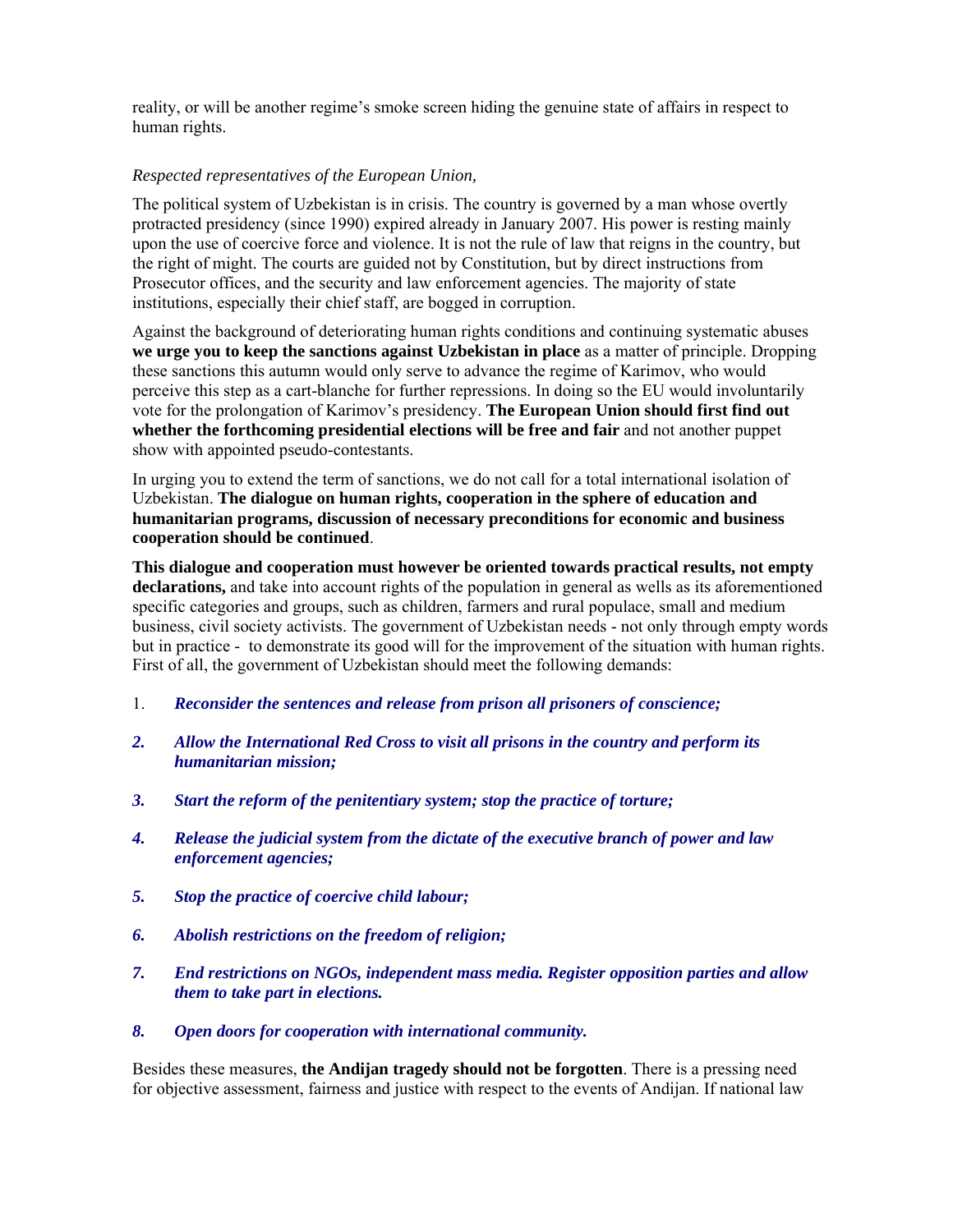reality, or will be another regime's smoke screen hiding the genuine state of affairs in respect to human rights.

*Respected representatives of the European Union,*

The political system of Uzbekistan is in crisis. The country is governed by a man whose overtly protracted presidency (since 1990) expired already in January 2007. His power is resting mainly upon the use of coercive force and violence. It is not the rule of law that reigns in the country, but the right of might. The courts are guided not by Constitution, but by direct instructions from Prosecutor offices, and the security and law enforcement agencies. The majority of state institutions, especially their chief staff, are bogged in corruption.

Against the background of deteriorating human rights conditions and continuing systematic abuses **we urge you to keep the sanctions against Uzbekistan in place** as a matter of principle. Dropping these sanctions this autumn would only serve to advance the regime of Karimov, who would perceive this step as a cart-blanche for further repressions. In doing so the EU would involuntarily vote for the prolongation of Karimov's presidency. **The European Union should first find out whether the forthcoming presidential elections will be free and fair** and not another puppet show with appointed pseudo-contestants.

In urging you to extend the term of sanctions, we do not call for a total international isolation of Uzbekistan. **The dialogue on human rights, cooperation in the sphere of education and humanitarian programs, discussion of necessary preconditions for economic and business cooperation should be continued**.

**This dialogue and cooperation must however be oriented towards practical results, not empty declarations,** and take into account rights of the population in general as wells as its aforementioned specific categories and groups, such as children, farmers and rural populace, small and medium business, civil society activists. The government of Uzbekistan needs - not only through empty words but in practice - to demonstrate its good will for the improvement of the situation with human rights. First of all, the government of Uzbekistan should meet the following demands:

1. ***Reconsider the sentences and release from prison all prisoners of conscience;***
2. ***Allow the International Red Cross to visit all prisons in the country and perform its humanitarian mission;***
3. ***Start the reform of the penitentiary system; stop the practice of torture;***
4. ***Release the judicial system from the dictate of the executive branch of power and law enforcement agencies;***
5. ***Stop the practice of coercive child labour;***
6. ***Abolish restrictions on the freedom of religion;***
7. ***End restrictions on NGOs, independent mass media. Register opposition parties and allow them to take part in elections.***
8. ***Open doors for cooperation with international community.***

Besides these measures, **the Andijan tragedy should not be forgotten**. There is a pressing need for objective assessment, fairness and justice with respect to the events of Andijan. If national law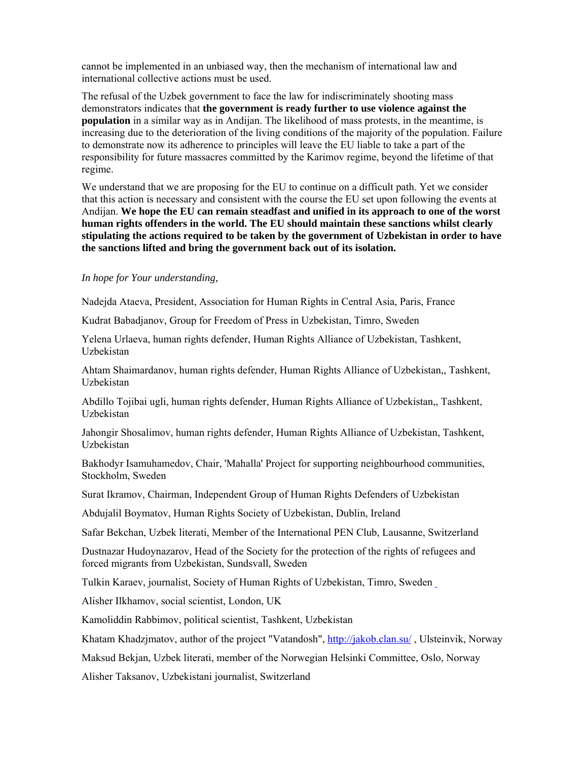cannot be implemented in an unbiased way, then the mechanism of international law and international collective actions must be used.

The refusal of the Uzbek government to face the law for indiscriminately shooting mass demonstrators indicates that **the government is ready further to use violence against the population** in a similar way as in Andijan. The likelihood of mass protests, in the meantime, is increasing due to the deterioration of the living conditions of the majority of the population. Failure to demonstrate now its adherence to principles will leave the EU liable to take a part of the responsibility for future massacres committed by the Karimov regime, beyond the lifetime of that regime.

We understand that we are proposing for the EU to continue on a difficult path. Yet we consider that this action is necessary and consistent with the course the EU set upon following the events at Andijan. **We hope the EU can remain steadfast and unified in its approach to one of the worst human rights offenders in the world. The EU should maintain these sanctions whilst clearly stipulating the actions required to be taken by the government of Uzbekistan in order to have the sanctions lifted and bring the government back out of its isolation.**

*In hope for Your understanding,*

Nadejda Ataeva, President, Association for Human Rights in Central Asia, Paris, France

Kudrat Babadjanov, Group for Freedom of Press in Uzbekistan, Timro, Sweden

Yelena Urlaeva, human rights defender, Human Rights Alliance of Uzbekistan, Tashkent, Uzbekistan

Ahtam Shaimardanov, human rights defender, Human Rights Alliance of Uzbekistan,, Tashkent, Uzbekistan

Abdillo Tojibai ugli, human rights defender, Human Rights Alliance of Uzbekistan,, Tashkent, Uzbekistan

Jahongir Shosalimov, human rights defender, Human Rights Alliance of Uzbekistan, Tashkent, Uzbekistan

Bakhodyr Isamuhamedov, Chair, 'Mahalla' Project for supporting neighbourhood communities, Stockholm, Sweden

Surat Ikramov, Chairman, Independent Group of Human Rights Defenders of Uzbekistan

Abdujalil Boymatov, Human Rights Society of Uzbekistan, Dublin, Ireland

Safar Bekchan, Uzbek literati, Member of the International PEN Club, Lausanne, Switzerland

Dustnazar Hudoynazarov, Head of the Society for the protection of the rights of refugees and forced migrants from Uzbekistan, Sundsvall, Sweden

Tulkin Karaev, journalist, Society of Human Rights of Uzbekistan, Timro, Sweden

Alisher Ilkhamov, social scientist, London, UK

Kamoliddin Rabbimov, political scientist, Tashkent, Uzbekistan

Khatam Khadzjmatov, author of the project "Vatandosh", http://jakob.clan.su/ , Ulsteinvik, Norway

Maksud Bekjan, Uzbek literati, member of the Norwegian Helsinki Committee, Oslo, Norway

Alisher Taksanov, Uzbekistani journalist, Switzerland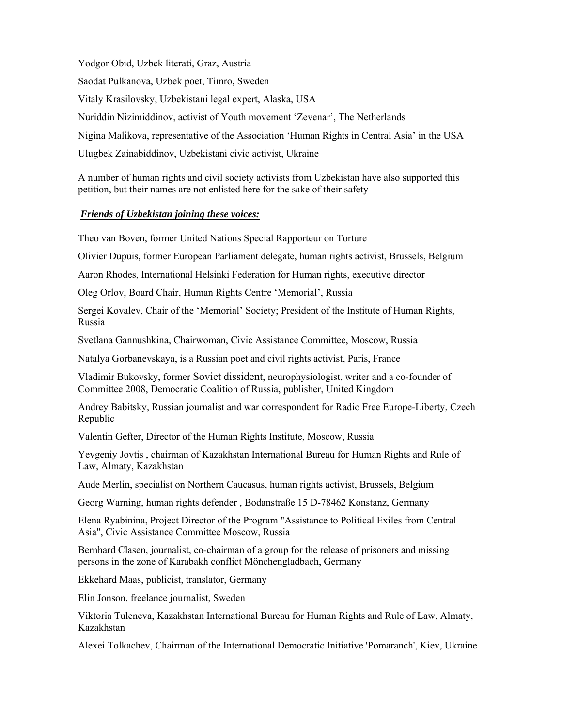Yodgor Obid, Uzbek literati, Graz, Austria

Saodat Pulkanova, Uzbek poet, Timro, Sweden

Vitaly Krasilovsky, Uzbekistani legal expert, Alaska, USA

Nuriddin Nizimiddinov, activist of Youth movement 'Zevenar', The Netherlands

Nigina Malikova, representative of the Association 'Human Rights in Central Asia' in the USA

Ulugbek Zainabiddinov, Uzbekistani civic activist, Ukraine

A number of human rights and civil society activists from Uzbekistan have also supported this petition, but their names are not enlisted here for the sake of their safety

***Friends of Uzbekistan joining these voices:***

Theo van Boven, former United Nations Special Rapporteur on Torture

Olivier Dupuis, former European Parliament delegate, human rights activist, Brussels, Belgium

Aaron Rhodes, International Helsinki Federation for Human rights, executive director

Oleg Orlov, Board Chair, Human Rights Centre 'Memorial', Russia

Sergei Kovalev, Chair of the 'Memorial' Society; President of the Institute of Human Rights, Russia

Svetlana Gannushkina, Chairwoman, Civic Assistance Committee, Moscow, Russia

Natalya Gorbanevskaya, is a Russian poet and civil rights activist, Paris, France

Vladimir Bukovsky, former Soviet dissident, neurophysiologist, writer and a co-founder of Committee 2008, Democratic Coalition of Russia, publisher, United Kingdom

Andrey Babitsky, Russian journalist and war correspondent for Radio Free Europe-Liberty, Czech Republic

Valentin Gefter, Director of the Human Rights Institute, Moscow, Russia

Yevgeniy Jovtis , chairman of Kazakhstan International Bureau for Human Rights and Rule of Law, Almaty, Kazakhstan

Aude Merlin, specialist on Northern Caucasus, human rights activist, Brussels, Belgium

Georg Warning, human rights defender , Bodanstraße 15 D-78462 Konstanz, Germany

Elena Ryabinina, Project Director of the Program "Assistance to Political Exiles from Central Asia", Civic Assistance Committee Moscow, Russia

Bernhard Clasen, journalist, co-chairman of a group for the release of prisoners and missing persons in the zone of Karabakh conflict Mönchengladbach, Germany

Ekkehard Maas, publicist, translator, Germany

Elin Jonson, freelance journalist, Sweden

Viktoria Tuleneva, Kazakhstan International Bureau for Human Rights and Rule of Law, Almaty, Kazakhstan

Alexei Tolkachev, Chairman of the International Democratic Initiative 'Pomaranch', Kiev, Ukraine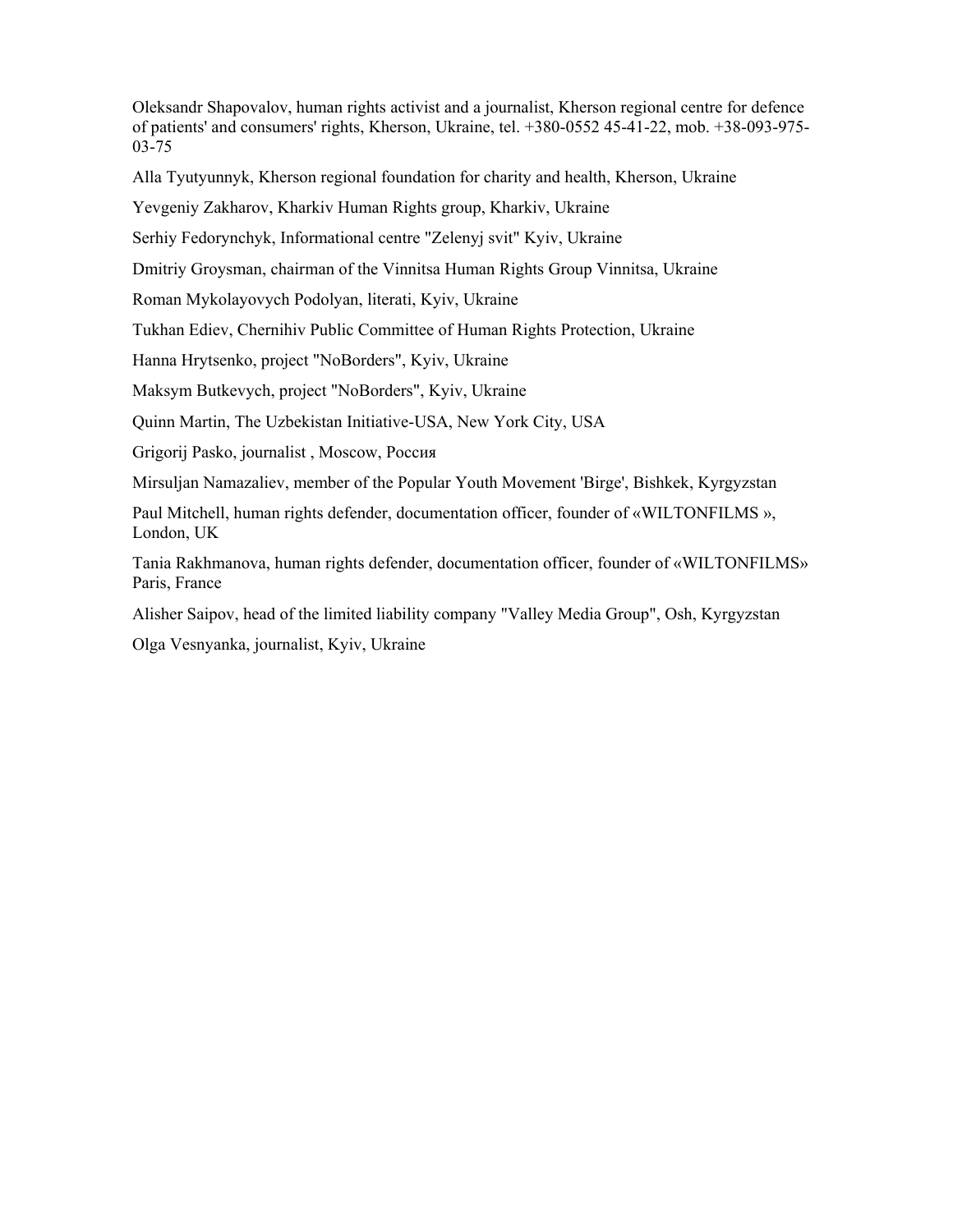Oleksandr Shapovalov, human rights activist and a journalist, Kherson regional centre for defence of patients' and consumers' rights, Kherson, Ukraine, tel. +380-0552 45-41-22, mob. +38-093-975-03-75

Alla Tyutyunnyk, Kherson regional foundation for charity and health, Kherson, Ukraine

Yevgeniy Zakharov, Kharkiv Human Rights group, Kharkiv, Ukraine

Serhiy Fedorynchyk, Informational centre "Zelenyj svit" Kyiv, Ukraine

Dmitriy Groysman, chairman of the Vinnitsa Human Rights Group Vinnitsa, Ukraine

Roman Mykolayovych Podolyan, literati, Kyiv, Ukraine

Tukhan Ediev, Chernihiv Public Committee of Human Rights Protection, Ukraine

Hanna Hrytsenko, project "NoBorders", Kyiv, Ukraine

Maksym Butkevych, project "NoBorders", Kyiv, Ukraine

Quinn Martin, The Uzbekistan Initiative-USA, New York City, USA

Grigorij Pasko, journalist , Moscow, Россия

Mirsuljan Namazaliev, member of the Popular Youth Movement 'Birge', Bishkek, Kyrgyzstan

Paul Mitchell, human rights defender, documentation officer, founder of «WILTONFILMS », London, UK

Tania Rakhmanova, human rights defender, documentation officer, founder of «WILTONFILMS» Paris, France

Alisher Saipov, head of the limited liability company "Valley Media Group", Osh, Kyrgyzstan

Olga Vesnyanka, journalist, Kyiv, Ukraine